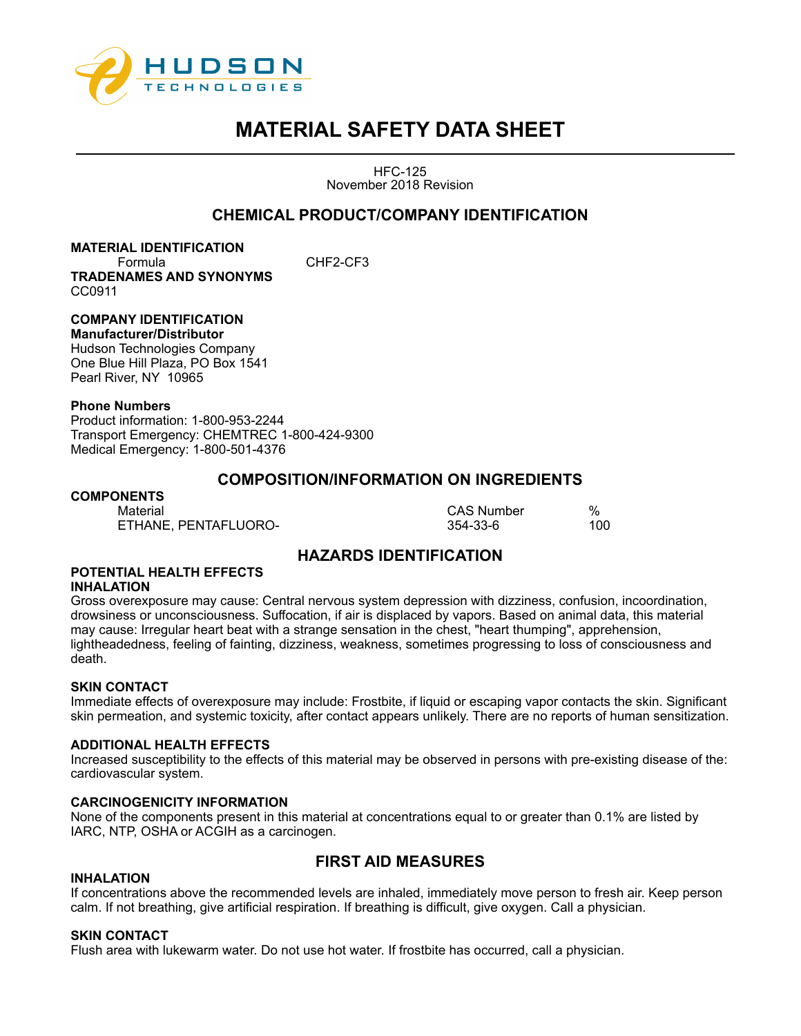HUDSON TECHNOLOGIES

# MATERIAL SAFETY DATA SHEET

HFC-125
November 2018 Revision

## CHEMICAL PRODUCT/COMPANY IDENTIFICATION

**MATERIAL IDENTIFICATION**

Formula CHF2-CF3

**TRADENAMES AND SYNONYMS**

CC0911

**COMPANY IDENTIFICATION**

**Manufacturer/Distributor**

Hudson Technologies Company
One Blue Hill Plaza, PO Box 1541
Pearl River, NY 10965

**Phone Numbers**

Product information: 1-800-953-2244
Transport Emergency: CHEMTREC 1-800-424-9300
Medical Emergency: 1-800-501-4376

## COMPOSITION/INFORMATION ON INGREDIENTS

**COMPONENTS**

| Material | CAS Number | % |
|---|---|---|
| ETHANE, PENTAFLUORO- | 354-33-6 | 100 |

## HAZARDS IDENTIFICATION

**POTENTIAL HEALTH EFFECTS**

**INHALATION**

Gross overexposure may cause: Central nervous system depression with dizziness, confusion, incoordination, drowsiness or unconsciousness. Suffocation, if air is displaced by vapors. Based on animal data, this material may cause: Irregular heart beat with a strange sensation in the chest, "heart thumping", apprehension, lightheadedness, feeling of fainting, dizziness, weakness, sometimes progressing to loss of consciousness and death.

**SKIN CONTACT**

Immediate effects of overexposure may include: Frostbite, if liquid or escaping vapor contacts the skin. Significant skin permeation, and systemic toxicity, after contact appears unlikely. There are no reports of human sensitization.

**ADDITIONAL HEALTH EFFECTS**

Increased susceptibility to the effects of this material may be observed in persons with pre-existing disease of the: cardiovascular system.

**CARCINOGENICITY INFORMATION**

None of the components present in this material at concentrations equal to or greater than 0.1% are listed by IARC, NTP, OSHA or ACGIH as a carcinogen.

## FIRST AID MEASURES

**INHALATION**

If concentrations above the recommended levels are inhaled, immediately move person to fresh air. Keep person calm. If not breathing, give artificial respiration. If breathing is difficult, give oxygen. Call a physician.

**SKIN CONTACT**

Flush area with lukewarm water. Do not use hot water. If frostbite has occurred, call a physician.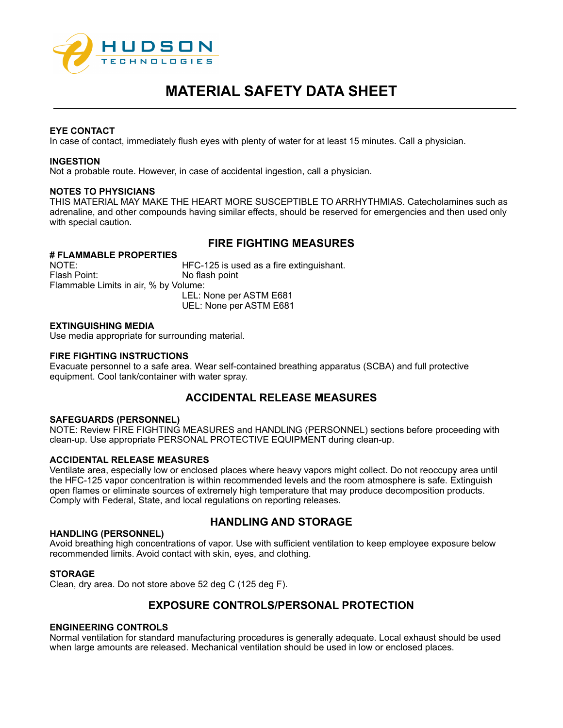# MATERIAL SAFETY DATA SHEET

**EYE CONTACT**
In case of contact, immediately flush eyes with plenty of water for at least 15 minutes. Call a physician.

**INGESTION**
Not a probable route. However, in case of accidental ingestion, call a physician.

**NOTES TO PHYSICIANS**
THIS MATERIAL MAY MAKE THE HEART MORE SUSCEPTIBLE TO ARRHYTHMIAS. Catecholamines such as adrenaline, and other compounds having similar effects, should be reserved for emergencies and then used only with special caution.

## FIRE FIGHTING MEASURES

**# FLAMMABLE PROPERTIES**

NOTE: HFC-125 is used as a fire extinguishant.
Flash Point: No flash point
Flammable Limits in air, % by Volume:
LEL: None per ASTM E681
UEL: None per ASTM E681

**EXTINGUISHING MEDIA**
Use media appropriate for surrounding material.

**FIRE FIGHTING INSTRUCTIONS**
Evacuate personnel to a safe area. Wear self-contained breathing apparatus (SCBA) and full protective equipment. Cool tank/container with water spray.

## ACCIDENTAL RELEASE MEASURES

**SAFEGUARDS (PERSONNEL)**
NOTE: Review FIRE FIGHTING MEASURES and HANDLING (PERSONNEL) sections before proceeding with clean-up. Use appropriate PERSONAL PROTECTIVE EQUIPMENT during clean-up.

**ACCIDENTAL RELEASE MEASURES**
Ventilate area, especially low or enclosed places where heavy vapors might collect. Do not reoccupy area until the HFC-125 vapor concentration is within recommended levels and the room atmosphere is safe. Extinguish open flames or eliminate sources of extremely high temperature that may produce decomposition products. Comply with Federal, State, and local regulations on reporting releases.

## HANDLING AND STORAGE

**HANDLING (PERSONNEL)**
Avoid breathing high concentrations of vapor. Use with sufficient ventilation to keep employee exposure below recommended limits. Avoid contact with skin, eyes, and clothing.

**STORAGE**
Clean, dry area. Do not store above 52 deg C (125 deg F).

## EXPOSURE CONTROLS/PERSONAL PROTECTION

**ENGINEERING CONTROLS**
Normal ventilation for standard manufacturing procedures is generally adequate. Local exhaust should be used when large amounts are released. Mechanical ventilation should be used in low or enclosed places.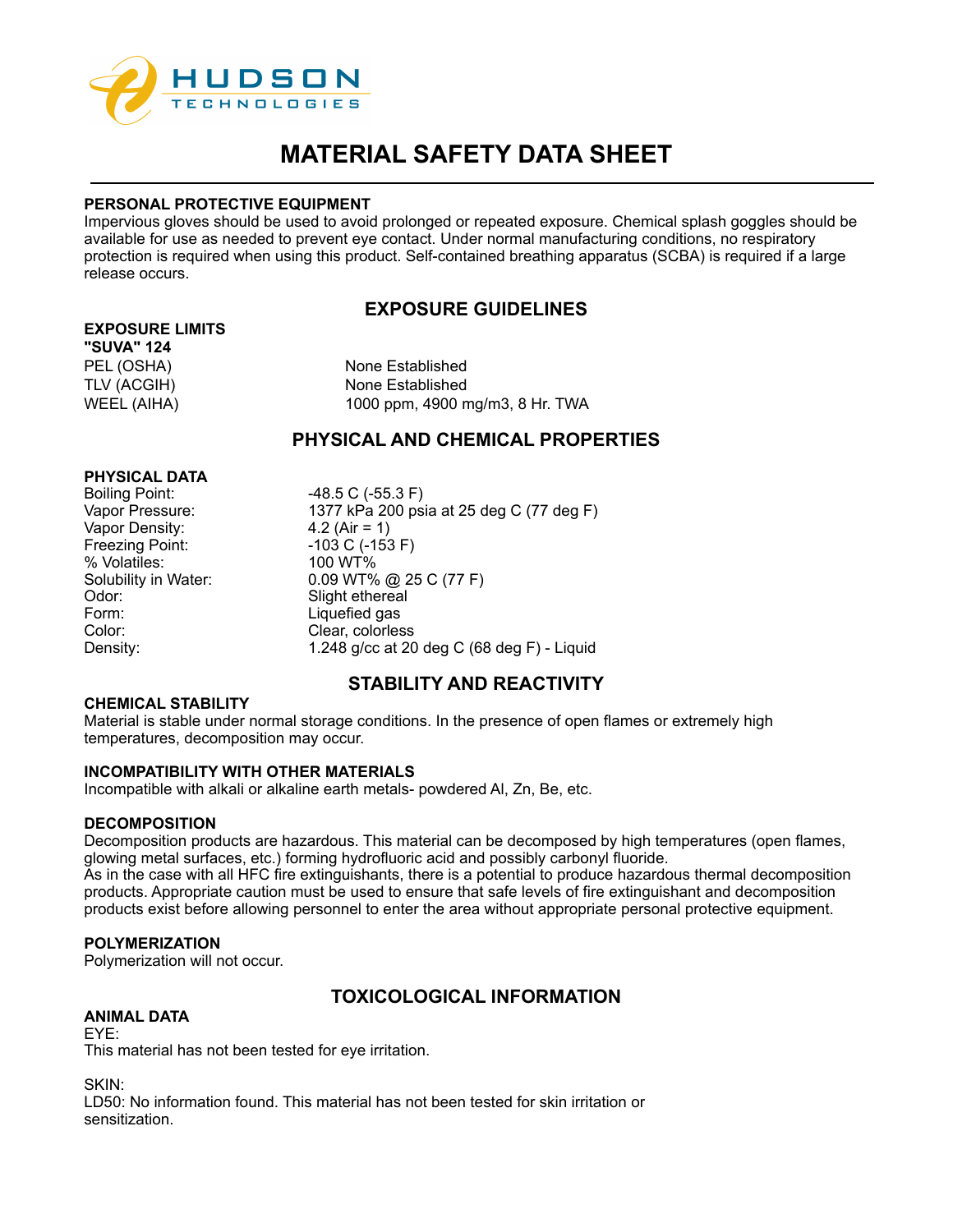# MATERIAL SAFETY DATA SHEET

### PERSONAL PROTECTIVE EQUIPMENT

Impervious gloves should be used to avoid prolonged or repeated exposure. Chemical splash goggles should be available for use as needed to prevent eye contact. Under normal manufacturing conditions, no respiratory protection is required when using this product. Self-contained breathing apparatus (SCBA) is required if a large release occurs.

## EXPOSURE GUIDELINES

### EXPOSURE LIMITS

**"SUVA" 124**

| | |
|---|---|
| PEL (OSHA) | None Established |
| TLV (ACGIH) | None Established |
| WEEL (AIHA) | 1000 ppm, 4900 mg/m3, 8 Hr. TWA |

## PHYSICAL AND CHEMICAL PROPERTIES

### PHYSICAL DATA

| | |
|---|---|
| Boiling Point: | -48.5 C (-55.3 F) |
| Vapor Pressure: | 1377 kPa 200 psia at 25 deg C (77 deg F) |
| Vapor Density: | 4.2 (Air = 1) |
| Freezing Point: | -103 C (-153 F) |
| % Volatiles: | 100 WT% |
| Solubility in Water: | 0.09 WT% @ 25 C (77 F) |
| Odor: | Slight ethereal |
| Form: | Liquefied gas |
| Color: | Clear, colorless |
| Density: | 1.248 g/cc at 20 deg C (68 deg F) - Liquid |

## STABILITY AND REACTIVITY

### CHEMICAL STABILITY

Material is stable under normal storage conditions. In the presence of open flames or extremely high temperatures, decomposition may occur.

### INCOMPATIBILITY WITH OTHER MATERIALS

Incompatible with alkali or alkaline earth metals- powdered Al, Zn, Be, etc.

### DECOMPOSITION

Decomposition products are hazardous. This material can be decomposed by high temperatures (open flames, glowing metal surfaces, etc.) forming hydrofluoric acid and possibly carbonyl fluoride.

As in the case with all HFC fire extinguishants, there is a potential to produce hazardous thermal decomposition products. Appropriate caution must be used to ensure that safe levels of fire extinguishant and decomposition products exist before allowing personnel to enter the area without appropriate personal protective equipment.

### POLYMERIZATION

Polymerization will not occur.

## TOXICOLOGICAL INFORMATION

### ANIMAL DATA

EYE:

This material has not been tested for eye irritation.

SKIN:

LD50: No information found. This material has not been tested for skin irritation or sensitization.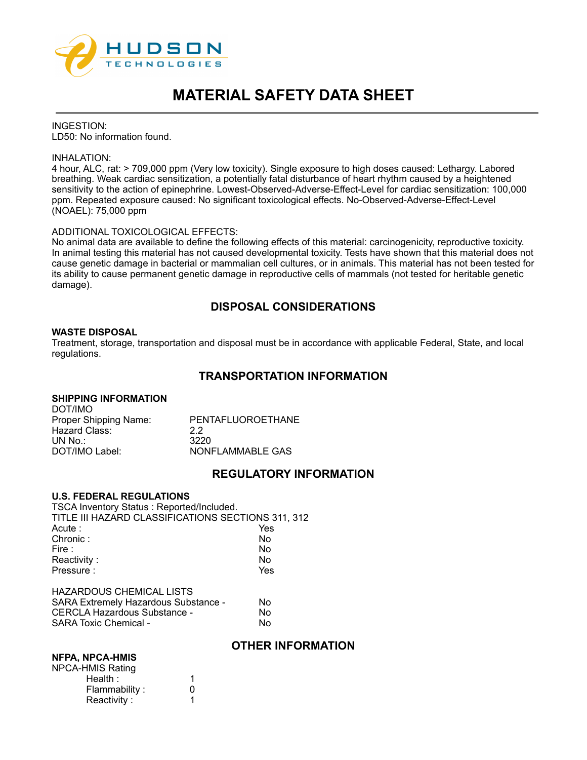INGESTION:
LD50: No information found.

INHALATION:
4 hour, ALC, rat: > 709,000 ppm (Very low toxicity). Single exposure to high doses caused: Lethargy. Labored breathing. Weak cardiac sensitization, a potentially fatal disturbance of heart rhythm caused by a heightened sensitivity to the action of epinephrine. Lowest-Observed-Adverse-Effect-Level for cardiac sensitization: 100,000 ppm. Repeated exposure caused: No significant toxicological effects. No-Observed-Adverse-Effect-Level (NOAEL): 75,000 ppm

ADDITIONAL TOXICOLOGICAL EFFECTS:
No animal data are available to define the following effects of this material: carcinogenicity, reproductive toxicity. In animal testing this material has not caused developmental toxicity. Tests have shown that this material does not cause genetic damage in bacterial or mammalian cell cultures, or in animals. This material has not been tested for its ability to cause permanent genetic damage in reproductive cells of mammals (not tested for heritable genetic damage).

## DISPOSAL CONSIDERATIONS

**WASTE DISPOSAL**

Treatment, storage, transportation and disposal must be in accordance with applicable Federal, State, and local regulations.

## TRANSPORTATION INFORMATION

**SHIPPING INFORMATION**

DOT/IMO

| | |
|---|---|
| Proper Shipping Name: | PENTAFLUOROETHANE |
| Hazard Class: | 2.2 |
| UN No.: | 3220 |
| DOT/IMO Label: | NONFLAMMABLE GAS |

## REGULATORY INFORMATION

**U.S. FEDERAL REGULATIONS**

TSCA Inventory Status : Reported/Included.

TITLE III HAZARD CLASSIFICATIONS SECTIONS 311, 312

| | |
|---|---|
| Acute : | Yes |
| Chronic : | No |
| Fire : | No |
| Reactivity : | No |
| Pressure : | Yes |

HAZARDOUS CHEMICAL LISTS

| | |
|---|---|
| SARA Extremely Hazardous Substance - | No |
| CERCLA Hazardous Substance - | No |
| SARA Toxic Chemical - | No |

## OTHER INFORMATION

**NFPA, NPCA-HMIS**

NPCA-HMIS Rating

| | |
|---|---|
| Health : | 1 |
| Flammability : | 0 |
| Reactivity : | 1 |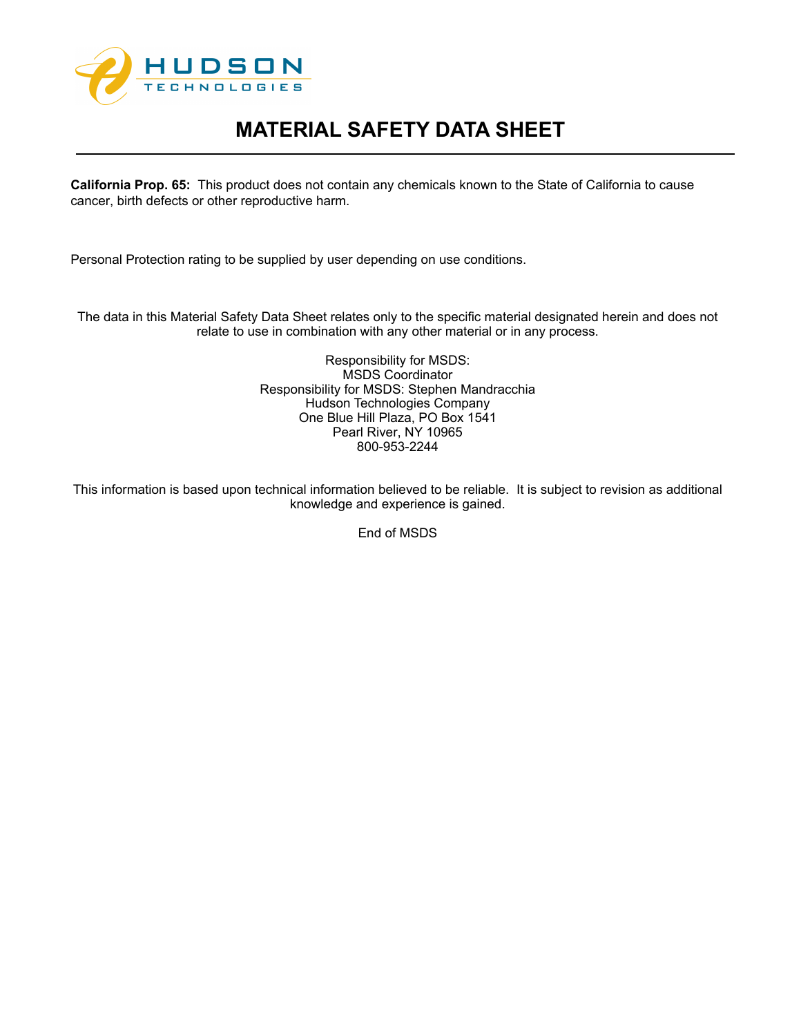# MATERIAL SAFETY DATA SHEET

**California Prop. 65:** This product does not contain any chemicals known to the State of California to cause cancer, birth defects or other reproductive harm.

Personal Protection rating to be supplied by user depending on use conditions.

The data in this Material Safety Data Sheet relates only to the specific material designated herein and does not relate to use in combination with any other material or in any process.

Responsibility for MSDS:
MSDS Coordinator
Responsibility for MSDS: Stephen Mandracchia
Hudson Technologies Company
One Blue Hill Plaza, PO Box 1541
Pearl River, NY 10965
800-953-2244

This information is based upon technical information believed to be reliable. It is subject to revision as additional knowledge and experience is gained.

End of MSDS